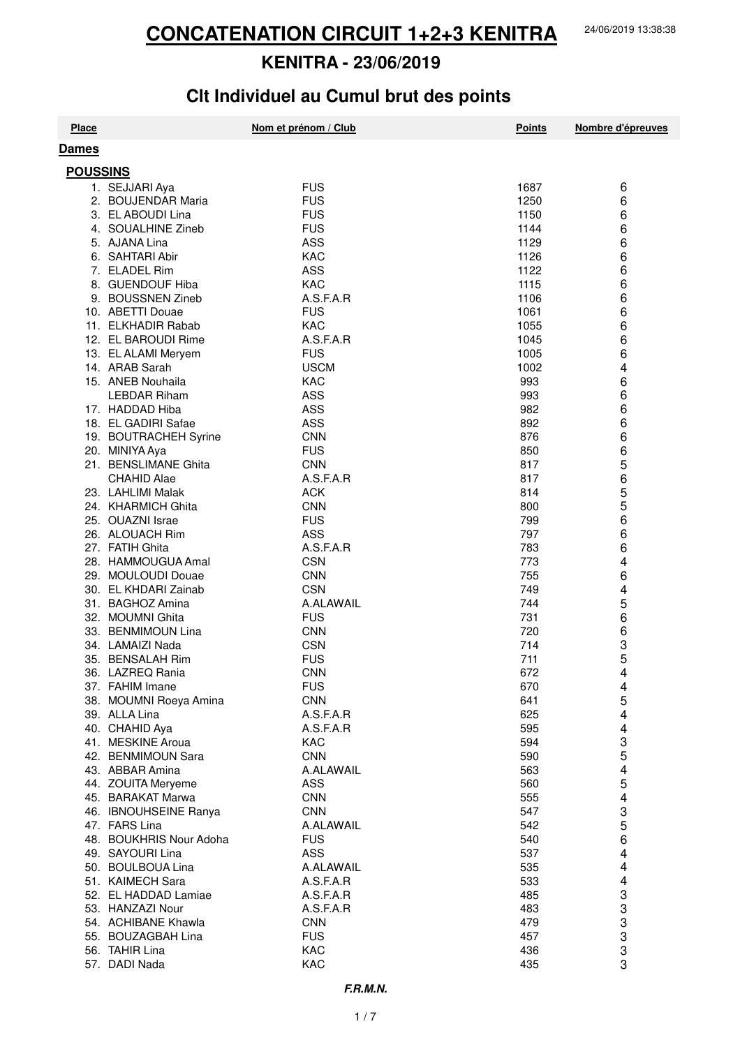# CONCATENATION CIRCUIT 1+2+3 KENITRA

24/06/2019 13:38:38

## KENITRA - 23/06/2019

## Clt Individuel au Cumul brut des points

| Place | Nom et prénom / Club | | Points | Nombre d'épreuves |
|---|---|---|---|---|
| **Dames** | | | | |
| **POUSSINS** | | | | |
| 1. | SEJJARI Aya | FUS | 1687 | 6 |
| 2. | BOUJENDAR Maria | FUS | 1250 | 6 |
| 3. | EL ABOUDI Lina | FUS | 1150 | 6 |
| 4. | SOUALHINE Zineb | FUS | 1144 | 6 |
| 5. | AJANA Lina | ASS | 1129 | 6 |
| 6. | SAHTARI Abir | KAC | 1126 | 6 |
| 7. | ELADEL Rim | ASS | 1122 | 6 |
| 8. | GUENDOUF Hiba | KAC | 1115 | 6 |
| 9. | BOUSSNEN Zineb | A.S.F.A.R | 1106 | 6 |
| 10. | ABETTI Douae | FUS | 1061 | 6 |
| 11. | ELKHADIR Rabab | KAC | 1055 | 6 |
| 12. | EL BAROUDI Rime | A.S.F.A.R | 1045 | 6 |
| 13. | EL ALAMI Meryem | FUS | 1005 | 6 |
| 14. | ARAB Sarah | USCM | 1002 | 4 |
| 15. | ANEB Nouhaila | KAC | 993 | 6 |
| | LEBDAR Riham | ASS | 993 | 6 |
| 17. | HADDAD Hiba | ASS | 982 | 6 |
| 18. | EL GADIRI Safae | ASS | 892 | 6 |
| 19. | BOUTRACHEH Syrine | CNN | 876 | 6 |
| 20. | MINIYA Aya | FUS | 850 | 6 |
| 21. | BENSLIMANE Ghita | CNN | 817 | 5 |
| | CHAHID Alae | A.S.F.A.R | 817 | 6 |
| 23. | LAHLIMI Malak | ACK | 814 | 5 |
| 24. | KHARMICH Ghita | CNN | 800 | 5 |
| 25. | OUAZNI Israe | FUS | 799 | 6 |
| 26. | ALOUACH Rim | ASS | 797 | 6 |
| 27. | FATIH Ghita | A.S.F.A.R | 783 | 6 |
| 28. | HAMMOUGUA Amal | CSN | 773 | 4 |
| 29. | MOULOUDI Douae | CNN | 755 | 6 |
| 30. | EL KHDARI Zainab | CSN | 749 | 4 |
| 31. | BAGHOZ Amina | A.ALAWAIL | 744 | 5 |
| 32. | MOUMNI Ghita | FUS | 731 | 6 |
| 33. | BENMIMOUN Lina | CNN | 720 | 6 |
| 34. | LAMAIZI Nada | CSN | 714 | 3 |
| 35. | BENSALAH Rim | FUS | 711 | 5 |
| 36. | LAZREQ Rania | CNN | 672 | 4 |
| 37. | FAHIM Imane | FUS | 670 | 4 |
| 38. | MOUMNI Roeya Amina | CNN | 641 | 5 |
| 39. | ALLA Lina | A.S.F.A.R | 625 | 4 |
| 40. | CHAHID Aya | A.S.F.A.R | 595 | 4 |
| 41. | MESKINE Aroua | KAC | 594 | 3 |
| 42. | BENMIMOUN Sara | CNN | 590 | 5 |
| 43. | ABBAR Amina | A.ALAWAIL | 563 | 4 |
| 44. | ZOUITA Meryeme | ASS | 560 | 5 |
| 45. | BARAKAT Marwa | CNN | 555 | 4 |
| 46. | IBNOUHSEINE Ranya | CNN | 547 | 3 |
| 47. | FARS Lina | A.ALAWAIL | 542 | 5 |
| 48. | BOUKHRIS Nour Adoha | FUS | 540 | 6 |
| 49. | SAYOURI Lina | ASS | 537 | 4 |
| 50. | BOULBOUA Lina | A.ALAWAIL | 535 | 4 |
| 51. | KAIMECH Sara | A.S.F.A.R | 533 | 4 |
| 52. | EL HADDAD Lamiae | A.S.F.A.R | 485 | 3 |
| 53. | HANZAZI Nour | A.S.F.A.R | 483 | 3 |
| 54. | ACHIBANE Khawla | CNN | 479 | 3 |
| 55. | BOUZAGBAH Lina | FUS | 457 | 3 |
| 56. | TAHIR Lina | KAC | 436 | 3 |
| 57. | DADI Nada | KAC | 435 | 3 |

***F.R.M.N.***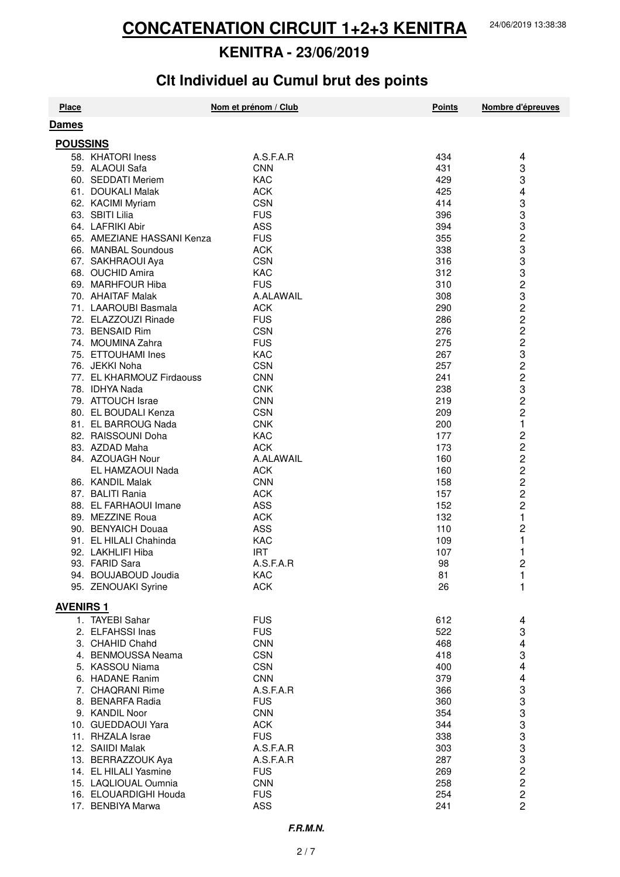# CONCATENATION CIRCUIT 1+2+3 KENITRA

## KENITRA - 23/06/2019

## Clt Individuel au Cumul brut des points

| Place | Nom et prénom | Club | Points | Nombre d'épreuves |
|---|---|---|---|---|
| **Dames** | | | | |
| **POUSSINS** | | | | |
| 58. | KHATORI Iness | A.S.F.A.R | 434 | 4 |
| 59. | ALAOUI Safa | CNN | 431 | 3 |
| 60. | SEDDATI Meriem | KAC | 429 | 3 |
| 61. | DOUKALI Malak | ACK | 425 | 4 |
| 62. | KACIMI Myriam | CSN | 414 | 3 |
| 63. | SBITI Lilia | FUS | 396 | 3 |
| 64. | LAFRIKI Abir | ASS | 394 | 3 |
| 65. | AMEZIANE HASSANI Kenza | FUS | 355 | 2 |
| 66. | MANBAL Soundous | ACK | 338 | 3 |
| 67. | SAKHRAOUI Aya | CSN | 316 | 3 |
| 68. | OUCHID Amira | KAC | 312 | 3 |
| 69. | MARHFOUR Hiba | FUS | 310 | 2 |
| 70. | AHAITAF Malak | A.ALAWAIL | 308 | 3 |
| 71. | LAAROUBI Basmala | ACK | 290 | 2 |
| 72. | ELAZZOUZI Rinade | FUS | 286 | 2 |
| 73. | BENSAID Rim | CSN | 276 | 2 |
| 74. | MOUMINA Zahra | FUS | 275 | 2 |
| 75. | ETTOUHAMI Ines | KAC | 267 | 3 |
| 76. | JEKKI Noha | CSN | 257 | 2 |
| 77. | EL KHARMOUZ Firdaouss | CNN | 241 | 2 |
| 78. | IDHYA Nada | CNK | 238 | 3 |
| 79. | ATTOUCH Israe | CNN | 219 | 2 |
| 80. | EL BOUDALI Kenza | CSN | 209 | 2 |
| 81. | EL BARROUG Nada | CNK | 200 | 1 |
| 82. | RAISSOUNI Doha | KAC | 177 | 2 |
| 83. | AZDAD Maha | ACK | 173 | 2 |
| 84. | AZOUAGH Nour | A.ALAWAIL | 160 | 2 |
| | EL HAMZAOUI Nada | ACK | 160 | 2 |
| 86. | KANDIL Malak | CNN | 158 | 2 |
| 87. | BALITI Rania | ACK | 157 | 2 |
| 88. | EL FARHAOUI Imane | ASS | 152 | 2 |
| 89. | MEZZINE Roua | ACK | 132 | 1 |
| 90. | BENYAICH Douaa | ASS | 110 | 2 |
| 91. | EL HILALI Chahinda | KAC | 109 | 1 |
| 92. | LAKHLIFI Hiba | IRT | 107 | 1 |
| 93. | FARID Sara | A.S.F.A.R | 98 | 2 |
| 94. | BOUJABOUD Joudia | KAC | 81 | 1 |
| 95. | ZENOUAKI Syrine | ACK | 26 | 1 |
| **AVENIRS 1** | | | | |
| 1. | TAYEBI Sahar | FUS | 612 | 4 |
| 2. | ELFAHSSI Inas | FUS | 522 | 3 |
| 3. | CHAHID Chahd | CNN | 468 | 4 |
| 4. | BENMOUSSA Neama | CSN | 418 | 3 |
| 5. | KASSOU Niama | CSN | 400 | 4 |
| 6. | HADANE Ranim | CNN | 379 | 4 |
| 7. | CHAQRANI Rime | A.S.F.A.R | 366 | 3 |
| 8. | BENARFA Radia | FUS | 360 | 3 |
| 9. | KANDIL Noor | CNN | 354 | 3 |
| 10. | GUEDDAOUI Yara | ACK | 344 | 3 |
| 11. | RHZALA Israe | FUS | 338 | 3 |
| 12. | SAIIDI Malak | A.S.F.A.R | 303 | 3 |
| 13. | BERRAZZOUK Aya | A.S.F.A.R | 287 | 3 |
| 14. | EL HILALI Yasmine | FUS | 269 | 2 |
| 15. | LAQLIOUAL Oumnia | CNN | 258 | 2 |
| 16. | ELOUARDIGHI Houda | FUS | 254 | 2 |
| 17. | BENBIYA Marwa | ASS | 241 | 2 |

***F.R.M.N.***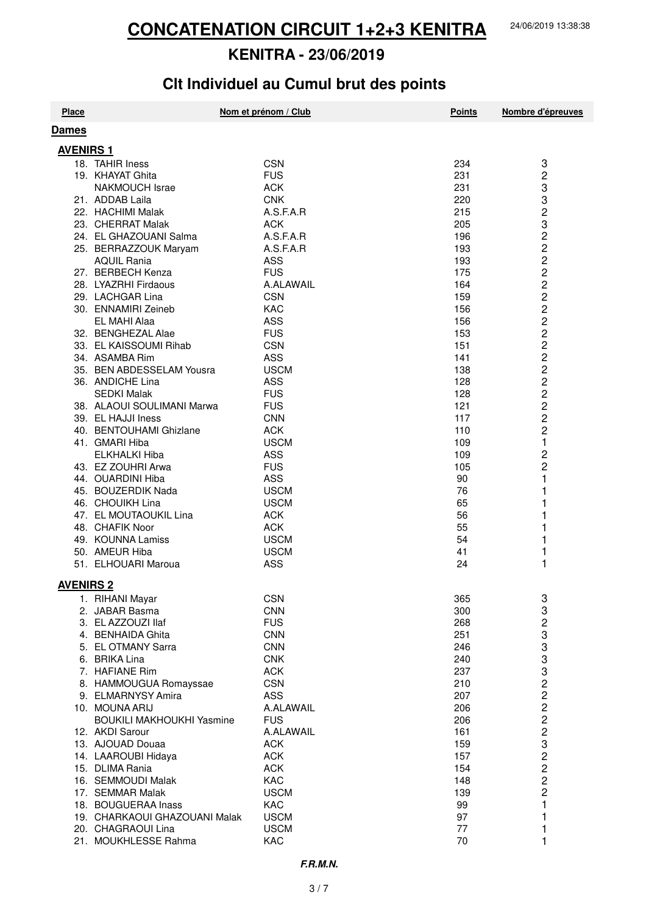# CONCATENATION CIRCUIT 1+2+3 KENITRA

## KENITRA - 23/06/2019

## Clt Individuel au Cumul brut des points

| Place | Nom et prénom / Club | | Points | Nombre d'épreuves |
|---|---|---|---|---|
| **Dames** | | | | |
| **AVENIRS 1** | | | | |
| 18. | TAHIR Iness | CSN | 234 | 3 |
| 19. | KHAYAT Ghita | FUS | 231 | 2 |
| | NAKMOUCH Israe | ACK | 231 | 3 |
| 21. | ADDAB Laila | CNK | 220 | 3 |
| 22. | HACHIMI Malak | A.S.F.A.R | 215 | 2 |
| 23. | CHERRAT Malak | ACK | 205 | 3 |
| 24. | EL GHAZOUANI Salma | A.S.F.A.R | 196 | 2 |
| 25. | BERRAZZOUK Maryam | A.S.F.A.R | 193 | 2 |
| | AQUIL Rania | ASS | 193 | 2 |
| 27. | BERBECH Kenza | FUS | 175 | 2 |
| 28. | LYAZRHI Firdaous | A.ALAWAIL | 164 | 2 |
| 29. | LACHGAR Lina | CSN | 159 | 2 |
| 30. | ENNAMIRI Zeineb | KAC | 156 | 2 |
| | EL MAHI Alaa | ASS | 156 | 2 |
| 32. | BENGHEZAL Alae | FUS | 153 | 2 |
| 33. | EL KAISSOUMI Rihab | CSN | 151 | 2 |
| 34. | ASAMBA Rim | ASS | 141 | 2 |
| 35. | BEN ABDESSELAM Yousra | USCM | 138 | 2 |
| 36. | ANDICHE Lina | ASS | 128 | 2 |
| | SEDKI Malak | FUS | 128 | 2 |
| 38. | ALAOUI SOULIMANI Marwa | FUS | 121 | 2 |
| 39. | EL HAJJI Iness | CNN | 117 | 2 |
| 40. | BENTOUHAMI Ghizlane | ACK | 110 | 2 |
| 41. | GMARI Hiba | USCM | 109 | 1 |
| | ELKHALKI Hiba | ASS | 109 | 2 |
| 43. | EZ ZOUHRI Arwa | FUS | 105 | 2 |
| 44. | OUARDINI Hiba | ASS | 90 | 1 |
| 45. | BOUZERDIK Nada | USCM | 76 | 1 |
| 46. | CHOUIKH Lina | USCM | 65 | 1 |
| 47. | EL MOUTAOUKIL Lina | ACK | 56 | 1 |
| 48. | CHAFIK Noor | ACK | 55 | 1 |
| 49. | KOUNNA Lamiss | USCM | 54 | 1 |
| 50. | AMEUR Hiba | USCM | 41 | 1 |
| 51. | ELHOUARI Maroua | ASS | 24 | 1 |
| **AVENIRS 2** | | | | |
| 1. | RIHANI Mayar | CSN | 365 | 3 |
| 2. | JABAR Basma | CNN | 300 | 3 |
| 3. | EL AZZOUZI Ilaf | FUS | 268 | 2 |
| 4. | BENHAIDA Ghita | CNN | 251 | 3 |
| 5. | EL OTMANY Sarra | CNN | 246 | 3 |
| 6. | BRIKA Lina | CNK | 240 | 3 |
| 7. | HAFIANE Rim | ACK | 237 | 3 |
| 8. | HAMMOUGUA Romayssae | CSN | 210 | 2 |
| 9. | ELMARNYSY Amira | ASS | 207 | 2 |
| 10. | MOUNA ARIJ | A.ALAWAIL | 206 | 2 |
| | BOUKILI MAKHOUKHI Yasmine | FUS | 206 | 2 |
| 12. | AKDI Sarour | A.ALAWAIL | 161 | 2 |
| 13. | AJOUAD Douaa | ACK | 159 | 3 |
| 14. | LAAROUBI Hidaya | ACK | 157 | 2 |
| 15. | DLIMA Rania | ACK | 154 | 2 |
| 16. | SEMMOUDI Malak | KAC | 148 | 2 |
| 17. | SEMMAR Malak | USCM | 139 | 2 |
| 18. | BOUGUERAA Inass | KAC | 99 | 1 |
| 19. | CHARKAOUI GHAZOUANI Malak | USCM | 97 | 1 |
| 20. | CHAGRAOUI Lina | USCM | 77 | 1 |
| 21. | MOUKHLESSE Rahma | KAC | 70 | 1 |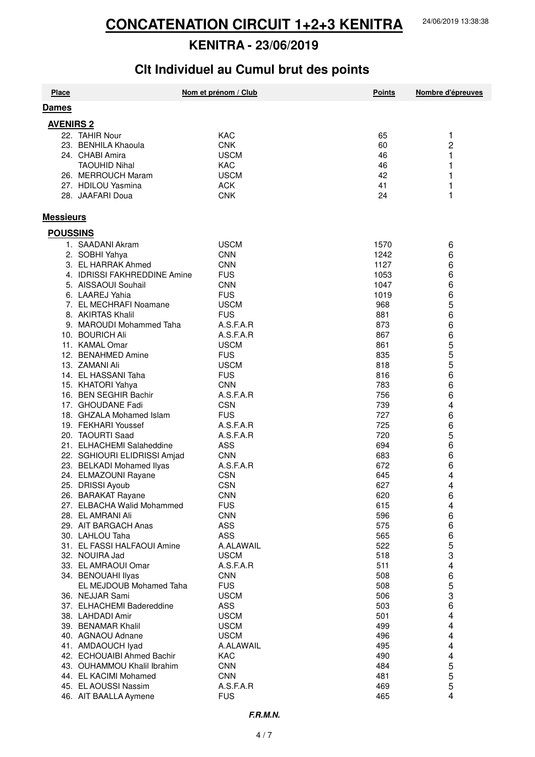# CONCATENATION CIRCUIT 1+2+3 KENITRA

24/06/2019 13:38:38

## KENITRA - 23/06/2019

## Clt Individuel au Cumul brut des points

| Place | Nom et prénom / Club | | Points | Nombre d'épreuves |
|---|---|---|---|---|
| **Dames** | | | | |
| **AVENIRS 2** | | | | |
| 22. | TAHIR Nour | KAC | 65 | 1 |
| 23. | BENHILA Khaoula | CNK | 60 | 2 |
| 24. | CHABI Amira | USCM | 46 | 1 |
| | TAOUHID Nihal | KAC | 46 | 1 |
| 26. | MERROUCH Maram | USCM | 42 | 1 |
| 27. | HDILOU Yasmina | ACK | 41 | 1 |
| 28. | JAAFARI Doua | CNK | 24 | 1 |
| **Messieurs** | | | | |
| **POUSSINS** | | | | |
| 1. | SAADANI Akram | USCM | 1570 | 6 |
| 2. | SOBHI Yahya | CNN | 1242 | 6 |
| 3. | EL HARRAK Ahmed | CNN | 1127 | 6 |
| 4. | IDRISSI FAKHREDDINE Amine | FUS | 1053 | 6 |
| 5. | AISSAOUI Souhail | CNN | 1047 | 6 |
| 6. | LAAREJ Yahia | FUS | 1019 | 6 |
| 7. | EL MECHRAFI Noamane | USCM | 968 | 5 |
| 8. | AKIRTAS Khalil | FUS | 881 | 6 |
| 9. | MAROUDI Mohammed Taha | A.S.F.A.R | 873 | 6 |
| 10. | BOURICH Ali | A.S.F.A.R | 867 | 6 |
| 11. | KAMAL Omar | USCM | 861 | 5 |
| 12. | BENAHMED Amine | FUS | 835 | 5 |
| 13. | ZAMANI Ali | USCM | 818 | 5 |
| 14. | EL HASSANI Taha | FUS | 816 | 6 |
| 15. | KHATORI Yahya | CNN | 783 | 6 |
| 16. | BEN SEGHIR Bachir | A.S.F.A.R | 756 | 6 |
| 17. | GHOUDANE Fadi | CSN | 739 | 4 |
| 18. | GHZALA Mohamed Islam | FUS | 727 | 6 |
| 19. | FEKHARI Youssef | A.S.F.A.R | 725 | 6 |
| 20. | TAOURTI Saad | A.S.F.A.R | 720 | 5 |
| 21. | ELHACHEMI Salaheddine | ASS | 694 | 6 |
| 22. | SGHIOURI ELIDRISSI Amjad | CNN | 683 | 6 |
| 23. | BELKADI Mohamed Ilyas | A.S.F.A.R | 672 | 6 |
| 24. | ELMAZOUNI Rayane | CSN | 645 | 4 |
| 25. | DRISSI Ayoub | CSN | 627 | 4 |
| 26. | BARAKAT Rayane | CNN | 620 | 6 |
| 27. | ELBACHA Walid Mohammed | FUS | 615 | 4 |
| 28. | EL AMRANI Ali | CNN | 596 | 6 |
| 29. | AIT BARGACH Anas | ASS | 575 | 6 |
| 30. | LAHLOU Taha | ASS | 565 | 6 |
| 31. | EL FASSI HALFAOUI Amine | A.ALAWAIL | 522 | 5 |
| 32. | NOUIRA Jad | USCM | 518 | 3 |
| 33. | EL AMRAOUI Omar | A.S.F.A.R | 511 | 4 |
| 34. | BENOUAHI Ilyas | CNN | 508 | 6 |
| | EL MEJDOUB Mohamed Taha | FUS | 508 | 5 |
| 36. | NEJJAR Sami | USCM | 506 | 3 |
| 37. | ELHACHEMI Badereddine | ASS | 503 | 6 |
| 38. | LAHDADI Amir | USCM | 501 | 4 |
| 39. | BENAMAR Khalil | USCM | 499 | 4 |
| 40. | AGNAOU Adnane | USCM | 496 | 4 |
| 41. | AMDAOUCH Iyad | A.ALAWAIL | 495 | 4 |
| 42. | ECHOUAIBI Ahmed Bachir | KAC | 490 | 4 |
| 43. | OUHAMMOU Khalil Ibrahim | CNN | 484 | 5 |
| 44. | EL KACIMI Mohamed | CNN | 481 | 5 |
| 45. | EL AOUSSI Nassim | A.S.F.A.R | 469 | 5 |
| 46. | AIT BAALLA Aymene | FUS | 465 | 4 |

***F.R.M.N.***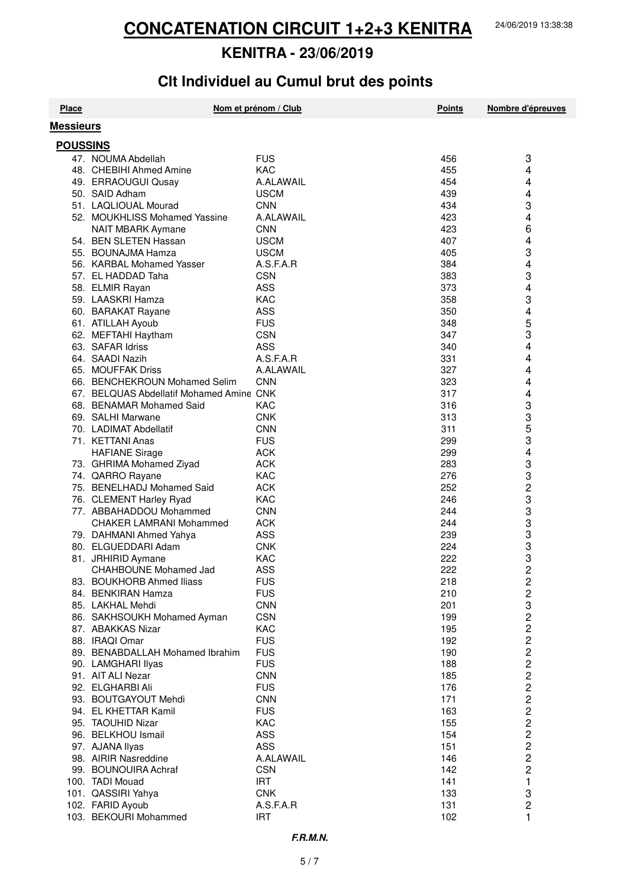# CONCATENATION CIRCUIT 1+2+3 KENITRA

24/06/2019 13:38:38

## KENITRA - 23/06/2019

## Clt Individuel au Cumul brut des points

| Place | Nom et prénom | Club | Points | Nombre d'épreuves |
|---|---|---|---|---|
| **Messieurs** | | | | |
| **POUSSINS** | | | | |
| 47. | NOUMA Abdellah | FUS | 456 | 3 |
| 48. | CHEBIHI Ahmed Amine | KAC | 455 | 4 |
| 49. | ERRAOUGUI Qusay | A.ALAWAIL | 454 | 4 |
| 50. | SAID Adham | USCM | 439 | 4 |
| 51. | LAQLIOUAL Mourad | CNN | 434 | 3 |
| 52. | MOUKHLISS Mohamed Yassine | A.ALAWAIL | 423 | 4 |
| | NAIT MBARK Aymane | CNN | 423 | 6 |
| 54. | BEN SLETEN Hassan | USCM | 407 | 4 |
| 55. | BOUNAJMA Hamza | USCM | 405 | 3 |
| 56. | KARBAL Mohamed Yasser | A.S.F.A.R | 384 | 4 |
| 57. | EL HADDAD Taha | CSN | 383 | 3 |
| 58. | ELMIR Rayan | ASS | 373 | 4 |
| 59. | LAASKRI Hamza | KAC | 358 | 3 |
| 60. | BARAKAT Rayane | ASS | 350 | 4 |
| 61. | ATILLAH Ayoub | FUS | 348 | 5 |
| 62. | MEFTAHI Haytham | CSN | 347 | 3 |
| 63. | SAFAR Idriss | ASS | 340 | 4 |
| 64. | SAADI Nazih | A.S.F.A.R | 331 | 4 |
| 65. | MOUFFAK Driss | A.ALAWAIL | 327 | 4 |
| 66. | BENCHEKROUN Mohamed Selim | CNN | 323 | 4 |
| 67. | BELQUAS Abdellatif Mohamed Amine | CNK | 317 | 4 |
| 68. | BENAMAR Mohamed Said | KAC | 316 | 3 |
| 69. | SALHI Marwane | CNK | 313 | 3 |
| 70. | LADIMAT Abdellatif | CNN | 311 | 5 |
| 71. | KETTANI Anas | FUS | 299 | 3 |
| | HAFIANE Sirage | ACK | 299 | 4 |
| 73. | GHRIMA Mohamed Ziyad | ACK | 283 | 3 |
| 74. | QARRO Rayane | KAC | 276 | 3 |
| 75. | BENELHADJ Mohamed Said | ACK | 252 | 2 |
| 76. | CLEMENT Harley Ryad | KAC | 246 | 3 |
| 77. | ABBAHADDOU Mohammed | CNN | 244 | 3 |
| | CHAKER LAMRANI Mohammed | ACK | 244 | 3 |
| 79. | DAHMANI Ahmed Yahya | ASS | 239 | 3 |
| 80. | ELGUEDDARI Adam | CNK | 224 | 3 |
| 81. | JRHIRID Aymane | KAC | 222 | 3 |
| | CHAHBOUNE Mohamed Jad | ASS | 222 | 2 |
| 83. | BOUKHORB Ahmed Iliass | FUS | 218 | 2 |
| 84. | BENKIRAN Hamza | FUS | 210 | 2 |
| 85. | LAKHAL Mehdi | CNN | 201 | 3 |
| 86. | SAKHSOUKH Mohamed Ayman | CSN | 199 | 2 |
| 87. | ABAKKAS Nizar | KAC | 195 | 2 |
| 88. | IRAQI Omar | FUS | 192 | 2 |
| 89. | BENABDALLAH Mohamed Ibrahim | FUS | 190 | 2 |
| 90. | LAMGHARI Ilyas | FUS | 188 | 2 |
| 91. | AIT ALI Nezar | CNN | 185 | 2 |
| 92. | ELGHARBI Ali | FUS | 176 | 2 |
| 93. | BOUTGAYOUT Mehdi | CNN | 171 | 2 |
| 94. | EL KHETTAR Kamil | FUS | 163 | 2 |
| 95. | TAOUHID Nizar | KAC | 155 | 2 |
| 96. | BELKHOU Ismail | ASS | 154 | 2 |
| 97. | AJANA Ilyas | ASS | 151 | 2 |
| 98. | AIRIR Nasreddine | A.ALAWAIL | 146 | 2 |
| 99. | BOUNOUIRA Achraf | CSN | 142 | 2 |
| 100. | TADI Mouad | IRT | 141 | 1 |
| 101. | QASSIRI Yahya | CNK | 133 | 3 |
| 102. | FARID Ayoub | A.S.F.A.R | 131 | 2 |
| 103. | BEKOURI Mohammed | IRT | 102 | 1 |

***F.R.M.N.***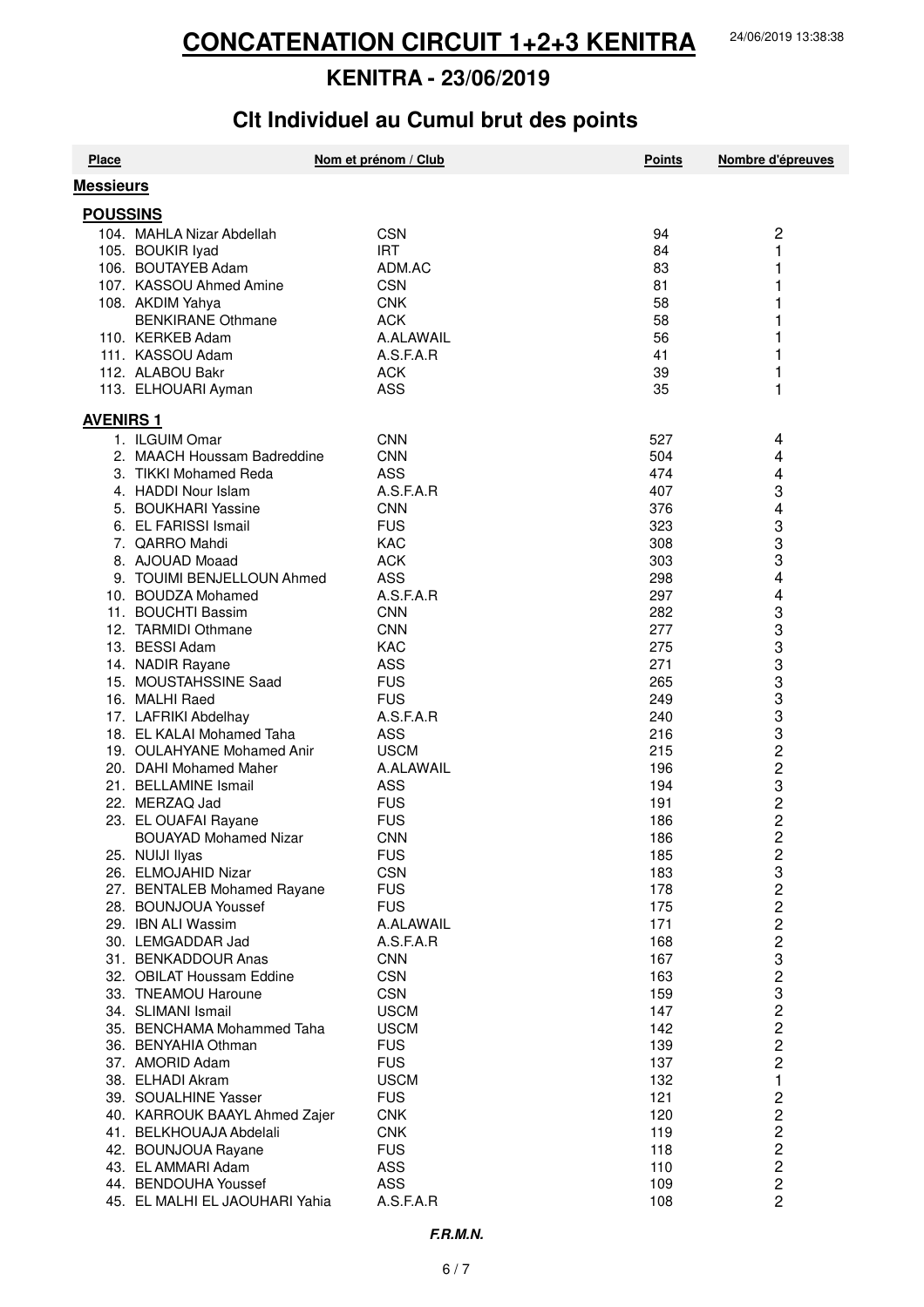# CONCATENATION CIRCUIT 1+2+3 KENITRA

24/06/2019 13:38:38

## KENITRA - 23/06/2019

## Clt Individuel au Cumul brut des points

| Place | Nom et prénom / Club | | Points | Nombre d'épreuves |
|---|---|---|---|---|
| **Messieurs** | | | | |
| **POUSSINS** | | | | |
| 104. | MAHLA Nizar Abdellah | CSN | 94 | 2 |
| 105. | BOUKIR Iyad | IRT | 84 | 1 |
| 106. | BOUTAYEB Adam | ADM.AC | 83 | 1 |
| 107. | KASSOU Ahmed Amine | CSN | 81 | 1 |
| 108. | AKDIM Yahya | CNK | 58 | 1 |
| | BENKIRANE Othmane | ACK | 58 | 1 |
| 110. | KERKEB Adam | A.ALAWAIL | 56 | 1 |
| 111. | KASSOU Adam | A.S.F.A.R | 41 | 1 |
| 112. | ALABOU Bakr | ACK | 39 | 1 |
| 113. | ELHOUARI Ayman | ASS | 35 | 1 |
| **AVENIRS 1** | | | | |
| 1. | ILGUIM Omar | CNN | 527 | 4 |
| 2. | MAACH Houssam Badreddine | CNN | 504 | 4 |
| 3. | TIKKI Mohamed Reda | ASS | 474 | 4 |
| 4. | HADDI Nour Islam | A.S.F.A.R | 407 | 3 |
| 5. | BOUKHARI Yassine | CNN | 376 | 4 |
| 6. | EL FARISSI Ismail | FUS | 323 | 3 |
| 7. | QARRO Mahdi | KAC | 308 | 3 |
| 8. | AJOUAD Moaad | ACK | 303 | 3 |
| 9. | TOUIMI BENJELLOUN Ahmed | ASS | 298 | 4 |
| 10. | BOUDZA Mohamed | A.S.F.A.R | 297 | 4 |
| 11. | BOUCHTI Bassim | CNN | 282 | 3 |
| 12. | TARMIDI Othmane | CNN | 277 | 3 |
| 13. | BESSI Adam | KAC | 275 | 3 |
| 14. | NADIR Rayane | ASS | 271 | 3 |
| 15. | MOUSTAHSSINE Saad | FUS | 265 | 3 |
| 16. | MALHI Raed | FUS | 249 | 3 |
| 17. | LAFRIKI Abdelhay | A.S.F.A.R | 240 | 3 |
| 18. | EL KALAI Mohamed Taha | ASS | 216 | 3 |
| 19. | OULAHYANE Mohamed Anir | USCM | 215 | 2 |
| 20. | DAHI Mohamed Maher | A.ALAWAIL | 196 | 2 |
| 21. | BELLAMINE Ismail | ASS | 194 | 3 |
| 22. | MERZAQ Jad | FUS | 191 | 2 |
| 23. | EL OUAFAI Rayane | FUS | 186 | 2 |
| | BOUAYAD Mohamed Nizar | CNN | 186 | 2 |
| 25. | NUIJI Ilyas | FUS | 185 | 2 |
| 26. | ELMOJAHID Nizar | CSN | 183 | 3 |
| 27. | BENTALEB Mohamed Rayane | FUS | 178 | 2 |
| 28. | BOUNJOUA Youssef | FUS | 175 | 2 |
| 29. | IBN ALI Wassim | A.ALAWAIL | 171 | 2 |
| 30. | LEMGADDAR Jad | A.S.F.A.R | 168 | 2 |
| 31. | BENKADDOUR Anas | CNN | 167 | 3 |
| 32. | OBILAT Houssam Eddine | CSN | 163 | 2 |
| 33. | TNEAMOU Haroune | CSN | 159 | 3 |
| 34. | SLIMANI Ismail | USCM | 147 | 2 |
| 35. | BENCHAMA Mohammed Taha | USCM | 142 | 2 |
| 36. | BENYAHIA Othman | FUS | 139 | 2 |
| 37. | AMORID Adam | FUS | 137 | 2 |
| 38. | ELHADI Akram | USCM | 132 | 1 |
| 39. | SOUALHINE Yasser | FUS | 121 | 2 |
| 40. | KARROUK BAAYL Ahmed Zajer | CNK | 120 | 2 |
| 41. | BELKHOUAJA Abdelali | CNK | 119 | 2 |
| 42. | BOUNJOUA Rayane | FUS | 118 | 2 |
| 43. | EL AMMARI Adam | ASS | 110 | 2 |
| 44. | BENDOUHA Youssef | ASS | 109 | 2 |
| 45. | EL MALHI EL JAOUHARI Yahia | A.S.F.A.R | 108 | 2 |

***F.R.M.N.***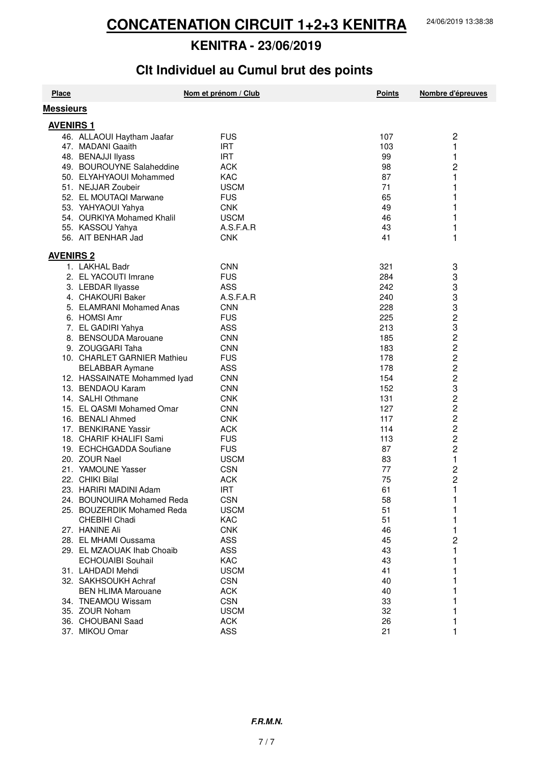# CONCATENATION CIRCUIT 1+2+3 KENITRA

24/06/2019 13:38:38

## KENITRA - 23/06/2019

## Clt Individuel au Cumul brut des points

| Place | Nom et prénom / Club | | Points | Nombre d'épreuves |
|---|---|---|---|---|
| **Messieurs** | | | | |
| **AVENIRS 1** | | | | |
| 46. | ALLAOUI Haytham Jaafar | FUS | 107 | 2 |
| 47. | MADANI Gaaith | IRT | 103 | 1 |
| 48. | BENAJJI Ilyass | IRT | 99 | 1 |
| 49. | BOUROUYNE Salaheddine | ACK | 98 | 2 |
| 50. | ELYAHYAOUI Mohammed | KAC | 87 | 1 |
| 51. | NEJJAR Zoubeir | USCM | 71 | 1 |
| 52. | EL MOUTAQI Marwane | FUS | 65 | 1 |
| 53. | YAHYAOUI Yahya | CNK | 49 | 1 |
| 54. | OURKIYA Mohamed Khalil | USCM | 46 | 1 |
| 55. | KASSOU Yahya | A.S.F.A.R | 43 | 1 |
| 56. | AIT BENHAR Jad | CNK | 41 | 1 |
| **AVENIRS 2** | | | | |
| 1. | LAKHAL Badr | CNN | 321 | 3 |
| 2. | EL YACOUTI Imrane | FUS | 284 | 3 |
| 3. | LEBDAR Ilyasse | ASS | 242 | 3 |
| 4. | CHAKOURI Baker | A.S.F.A.R | 240 | 3 |
| 5. | ELAMRANI Mohamed Anas | CNN | 228 | 3 |
| 6. | HOMSI Amr | FUS | 225 | 2 |
| 7. | EL GADIRI Yahya | ASS | 213 | 3 |
| 8. | BENSOUDA Marouane | CNN | 185 | 2 |
| 9. | ZOUGGARI Taha | CNN | 183 | 2 |
| 10. | CHARLET GARNIER Mathieu | FUS | 178 | 2 |
| | BELABBAR Aymane | ASS | 178 | 2 |
| 12. | HASSAINATE Mohammed Iyad | CNN | 154 | 2 |
| 13. | BENDAOU Karam | CNN | 152 | 3 |
| 14. | SALHI Othmane | CNK | 131 | 2 |
| 15. | EL QASMI Mohamed Omar | CNN | 127 | 2 |
| 16. | BENALI Ahmed | CNK | 117 | 2 |
| 17. | BENKIRANE Yassir | ACK | 114 | 2 |
| 18. | CHARIF KHALIFI Sami | FUS | 113 | 2 |
| 19. | ECHCHGADDA Soufiane | FUS | 87 | 2 |
| 20. | ZOUR Nael | USCM | 83 | 1 |
| 21. | YAMOUNE Yasser | CSN | 77 | 2 |
| 22. | CHIKI Bilal | ACK | 75 | 2 |
| 23. | HARIRI MADINI Adam | IRT | 61 | 1 |
| 24. | BOUNOUIRA Mohamed Reda | CSN | 58 | 1 |
| 25. | BOUZERDIK Mohamed Reda | USCM | 51 | 1 |
| | CHEBIHI Chadi | KAC | 51 | 1 |
| 27. | HANINE Ali | CNK | 46 | 1 |
| 28. | EL MHAMI Oussama | ASS | 45 | 2 |
| 29. | EL MZAOUAK Ihab Choaib | ASS | 43 | 1 |
| | ECHOUAIBI Souhail | KAC | 43 | 1 |
| 31. | LAHDADI Mehdi | USCM | 41 | 1 |
| 32. | SAKHSOUKH Achraf | CSN | 40 | 1 |
| | BEN HLIMA Marouane | ACK | 40 | 1 |
| 34. | TNEAMOU Wissam | CSN | 33 | 1 |
| 35. | ZOUR Noham | USCM | 32 | 1 |
| 36. | CHOUBANI Saad | ACK | 26 | 1 |
| 37. | MIKOU Omar | ASS | 21 | 1 |

***F.R.M.N.***